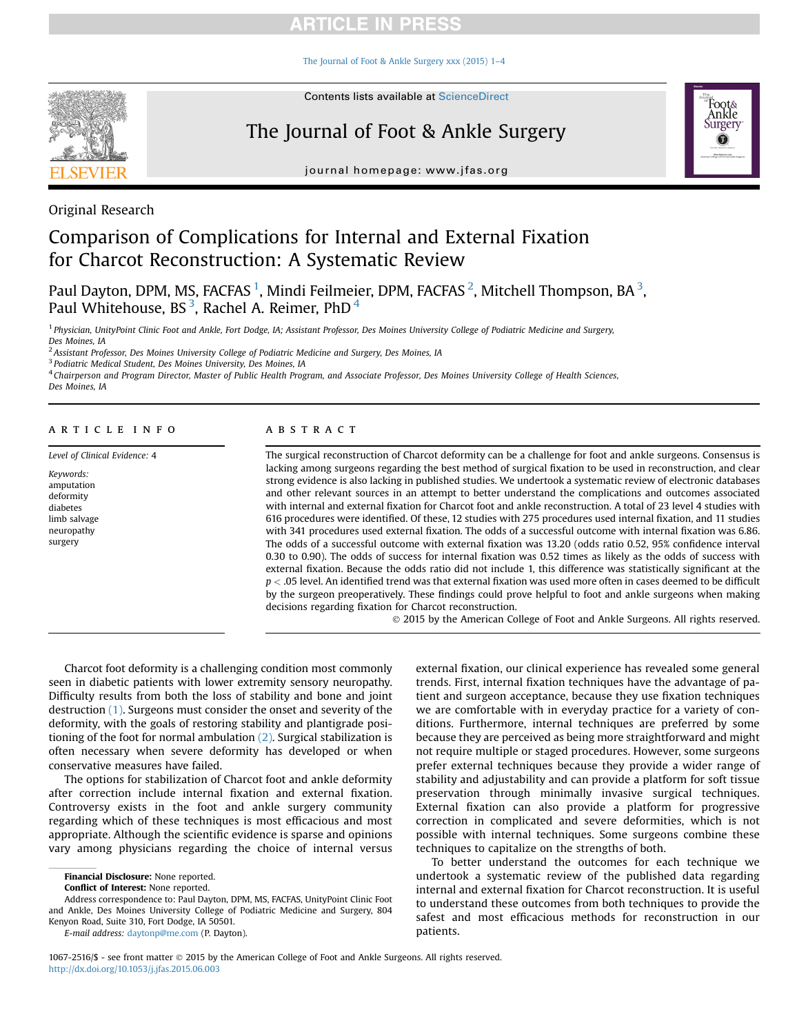Original Research

# Comparison of Complications for Internal and External Fixation for Charcot Reconstruction: A Systematic Review

Paul Dayton, DPM, MS, FACFAS [1], Mindi Feilmeier, DPM, FACFAS [2], Mitchell Thompson, BA [3], Paul Whitehouse, BS [3], Rachel A. Reimer, PhD [4]

[1] Physician, UnityPoint Clinic Foot and Ankle, Fort Dodge, IA; Assistant Professor, Des Moines University College of Podiatric Medicine and Surgery, Des Moines, IA

[2] Assistant Professor, Des Moines University College of Podiatric Medicine and Surgery, Des Moines, IA

[3] Podiatric Medical Student, Des Moines University, Des Moines, IA

[4] Chairperson and Program Director, Master of Public Health Program, and Associate Professor, Des Moines University College of Health Sciences, Des Moines, IA

## ARTICLE INFO

*Level of Clinical Evidence:* 4

*Keywords:*
amputation
deformity
diabetes
limb salvage
neuropathy
surgery

## ABSTRACT

The surgical reconstruction of Charcot deformity can be a challenge for foot and ankle surgeons. Consensus is lacking among surgeons regarding the best method of surgical fixation to be used in reconstruction, and clear strong evidence is also lacking in published studies. We undertook a systematic review of electronic databases and other relevant sources in an attempt to better understand the complications and outcomes associated with internal and external fixation for Charcot foot and ankle reconstruction. A total of 23 level 4 studies with 616 procedures were identified. Of these, 12 studies with 275 procedures used internal fixation, and 11 studies with 341 procedures used external fixation. The odds of a successful outcome with internal fixation was 6.86. The odds of a successful outcome with external fixation was 13.20 (odds ratio 0.52, 95% confidence interval 0.30 to 0.90). The odds of success for internal fixation was 0.52 times as likely as the odds of success with external fixation. Because the odds ratio did not include 1, this difference was statistically significant at the $p < .05$ level. An identified trend was that external fixation was used more often in cases deemed to be difficult by the surgeon preoperatively. These findings could prove helpful to foot and ankle surgeons when making decisions regarding fixation for Charcot reconstruction.

© 2015 by the American College of Foot and Ankle Surgeons. All rights reserved.

Charcot foot deformity is a challenging condition most commonly seen in diabetic patients with lower extremity sensory neuropathy. Difficulty results from both the loss of stability and bone and joint destruction (1). Surgeons must consider the onset and severity of the deformity, with the goals of restoring stability and plantigrade positioning of the foot for normal ambulation (2). Surgical stabilization is often necessary when severe deformity has developed or when conservative measures have failed.

The options for stabilization of Charcot foot and ankle deformity after correction include internal fixation and external fixation. Controversy exists in the foot and ankle surgery community regarding which of these techniques is most efficacious and most appropriate. Although the scientific evidence is sparse and opinions vary among physicians regarding the choice of internal versus external fixation, our clinical experience has revealed some general trends. First, internal fixation techniques have the advantage of patient and surgeon acceptance, because they use fixation techniques we are comfortable with in everyday practice for a variety of conditions. Furthermore, internal techniques are preferred by some because they are perceived as being more straightforward and might not require multiple or staged procedures. However, some surgeons prefer external techniques because they provide a wider range of stability and adjustability and can provide a platform for soft tissue preservation through minimally invasive surgical techniques. External fixation can also provide a platform for progressive correction in complicated and severe deformities, which is not possible with internal techniques. Some surgeons combine these techniques to capitalize on the strengths of both.

To better understand the outcomes for each technique we undertook a systematic review of the published data regarding internal and external fixation for Charcot reconstruction. It is useful to understand these outcomes from both techniques to provide the safest and most efficacious methods for reconstruction in our patients.

**Financial Disclosure:** None reported.

**Conflict of Interest:** None reported.

Address correspondence to: Paul Dayton, DPM, MS, FACFAS, UnityPoint Clinic Foot and Ankle, Des Moines University College of Podiatric Medicine and Surgery, 804 Kenyon Road, Suite 310, Fort Dodge, IA 50501.

*E-mail address:* daytonp@me.com (P. Dayton).

1067-2516/$ - see front matter © 2015 by the American College of Foot and Ankle Surgeons. All rights reserved.
http://dx.doi.org/10.1053/j.jfas.2015.06.003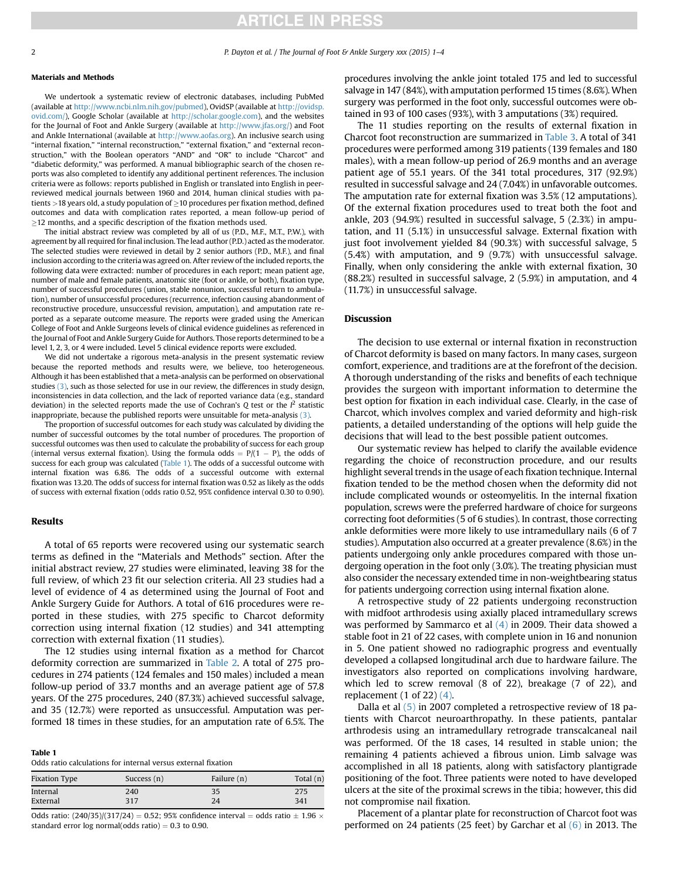### Materials and Methods

We undertook a systematic review of electronic databases, including PubMed (available at http://www.ncbi.nlm.nih.gov/pubmed), OvidSP (available at http://ovidsp.ovid.com/), Google Scholar (available at http://scholar.google.com), and the websites for the Journal of Foot and Ankle Surgery (available at http://www.jfas.org/) and Foot and Ankle International (available at http://www.aofas.org). An inclusive search using "internal fixation," "internal reconstruction," "external fixation," and "external reconstruction," with the Boolean operators "AND" and "OR" to include "Charcot" and "diabetic deformity," was performed. A manual bibliographic search of the chosen reports was also completed to identify any additional pertinent references. The inclusion criteria were as follows: reports published in English or translated into English in peer-reviewed medical journals between 1960 and 2014, human clinical studies with patients >18 years old, a study population of ≥10 procedures per fixation method, defined outcomes and data with complication rates reported, a mean follow-up period of ≥12 months, and a specific description of the fixation methods used.

The initial abstract review was completed by all of us (P.D., M.F., M.T., P.W.), with agreement by all required for final inclusion. The lead author (P.D.) acted as the moderator. The selected studies were reviewed in detail by 2 senior authors (P.D., M.F.), and final inclusion according to the criteria was agreed on. After review of the included reports, the following data were extracted: number of procedures in each report; mean patient age, number of male and female patients, anatomic site (foot or ankle, or both), fixation type, number of successful procedures (union, stable nonunion, successful return to ambulation), number of unsuccessful procedures (recurrence, infection causing abandonment of reconstructive procedure, unsuccessful revision, amputation), and amputation rate reported as a separate outcome measure. The reports were graded using the American College of Foot and Ankle Surgeons levels of clinical evidence guidelines as referenced in the Journal of Foot and Ankle Surgery Guide for Authors. Those reports determined to be a level 1, 2, 3, or 4 were included. Level 5 clinical evidence reports were excluded.

We did not undertake a rigorous meta-analysis in the present systematic review because the reported methods and results were, we believe, too heterogeneous. Although it has been established that a meta-analysis can be performed on observational studies (3), such as those selected for use in our review, the differences in study design, inconsistencies in data collection, and the lack of reported variance data (e.g., standard deviation) in the selected reports made the use of Cochran's $Q$ test or the $I^2$ statistic inappropriate, because the published reports were unsuitable for meta-analysis (3).

The proportion of successful outcomes for each study was calculated by dividing the number of successful outcomes by the total number of procedures. The proportion of successful outcomes was then used to calculate the probability of success for each group (internal versus external fixation). Using the formula odds = $P/(1 - P)$, the odds of success for each group was calculated (Table 1). The odds of a successful outcome with internal fixation was 6.86. The odds of a successful outcome with external fixation was 13.20. The odds of success for internal fixation was 0.52 as likely as the odds of success with external fixation (odds ratio 0.52, 95% confidence interval 0.30 to 0.90).

### Results

A total of 65 reports were recovered using our systematic search terms as defined in the "Materials and Methods" section. After the initial abstract review, 27 studies were eliminated, leaving 38 for the full review, of which 23 fit our selection criteria. All 23 studies had a level of evidence of 4 as determined using the Journal of Foot and Ankle Surgery Guide for Authors. A total of 616 procedures were reported in these studies, with 275 specific to Charcot deformity correction using internal fixation (12 studies) and 341 attempting correction with external fixation (11 studies).

The 12 studies using internal fixation as a method for Charcot deformity correction are summarized in Table 2. A total of 275 procedures in 274 patients (124 females and 150 males) included a mean follow-up period of 33.7 months and an average patient age of 57.8 years. Of the 275 procedures, 240 (87.3%) achieved successful salvage, and 35 (12.7%) were reported as unsuccessful. Amputation was performed 18 times in these studies, for an amputation rate of 6.5%. The procedures involving the ankle joint totaled 175 and led to successful salvage in 147 (84%), with amputation performed 15 times (8.6%). When surgery was performed in the foot only, successful outcomes were obtained in 93 of 100 cases (93%), with 3 amputations (3%) required.

The 11 studies reporting on the results of external fixation in Charcot foot reconstruction are summarized in Table 3. A total of 341 procedures were performed among 319 patients (139 females and 180 males), with a mean follow-up period of 26.9 months and an average patient age of 55.1 years. Of the 341 total procedures, 317 (92.9%) resulted in successful salvage and 24 (7.04%) in unfavorable outcomes. The amputation rate for external fixation was 3.5% (12 amputations). Of the external fixation procedures used to treat both the foot and ankle, 203 (94.9%) resulted in successful salvage, 5 (2.3%) in amputation, and 11 (5.1%) in unsuccessful salvage. External fixation with just foot involvement yielded 84 (90.3%) with successful salvage, 5 (5.4%) with amputation, and 9 (9.7%) with unsuccessful salvage. Finally, when only considering the ankle with external fixation, 30 (88.2%) resulted in successful salvage, 2 (5.9%) in amputation, and 4 (11.7%) in unsuccessful salvage.

**Table 1**
Odds ratio calculations for internal versus external fixation

| Fixation Type | Success (n) | Failure (n) | Total (n) |
| --- | --- | --- | --- |
| Internal | 240 | 35 | 275 |
| External | 317 | 24 | 341 |

Odds ratio: $(240/35)/(317/24) = 0.52$; 95% confidence interval = odds ratio ± 1.96 × standard error log normal(odds ratio) = 0.3 to 0.90.

### Discussion

The decision to use external or internal fixation in reconstruction of Charcot deformity is based on many factors. In many cases, surgeon comfort, experience, and traditions are at the forefront of the decision. A thorough understanding of the risks and benefits of each technique provides the surgeon with important information to determine the best option for fixation in each individual case. Clearly, in the case of Charcot, which involves complex and varied deformity and high-risk patients, a detailed understanding of the options will help guide the decisions that will lead to the best possible patient outcomes.

Our systematic review has helped to clarify the available evidence regarding the choice of reconstruction procedure, and our results highlight several trends in the usage of each fixation technique. Internal fixation tended to be the method chosen when the deformity did not include complicated wounds or osteomyelitis. In the internal fixation population, screws were the preferred hardware of choice for surgeons correcting foot deformities (5 of 6 studies). In contrast, those correcting ankle deformities were more likely to use intramedullary nails (6 of 7 studies). Amputation also occurred at a greater prevalence (8.6%) in the patients undergoing only ankle procedures compared with those undergoing operation in the foot only (3.0%). The treating physician must also consider the necessary extended time in non-weightbearing status for patients undergoing correction using internal fixation alone.

A retrospective study of 22 patients undergoing reconstruction with midfoot arthrodesis using axially placed intramedullary screws was performed by Sammarco et al (4) in 2009. Their data showed a stable foot in 21 of 22 cases, with complete union in 16 and nonunion in 5. One patient showed no radiographic progress and eventually developed a collapsed longitudinal arch due to hardware failure. The investigators also reported on complications involving hardware, which led to screw removal (8 of 22), breakage (7 of 22), and replacement (1 of 22) (4).

Dalla et al (5) in 2007 completed a retrospective review of 18 patients with Charcot neuroarthropathy. In these patients, pantalar arthrodesis using an intramedullary retrograde transcalcaneal nail was performed. Of the 18 cases, 14 resulted in stable union; the remaining 4 patients achieved a fibrous union. Limb salvage was accomplished in all 18 patients, along with satisfactory plantigrade positioning of the foot. Three patients were noted to have developed ulcers at the site of the proximal screws in the tibia; however, this did not compromise nail fixation.

Placement of a plantar plate for reconstruction of Charcot foot was performed on 24 patients (25 feet) by Garchar et al (6) in 2013. The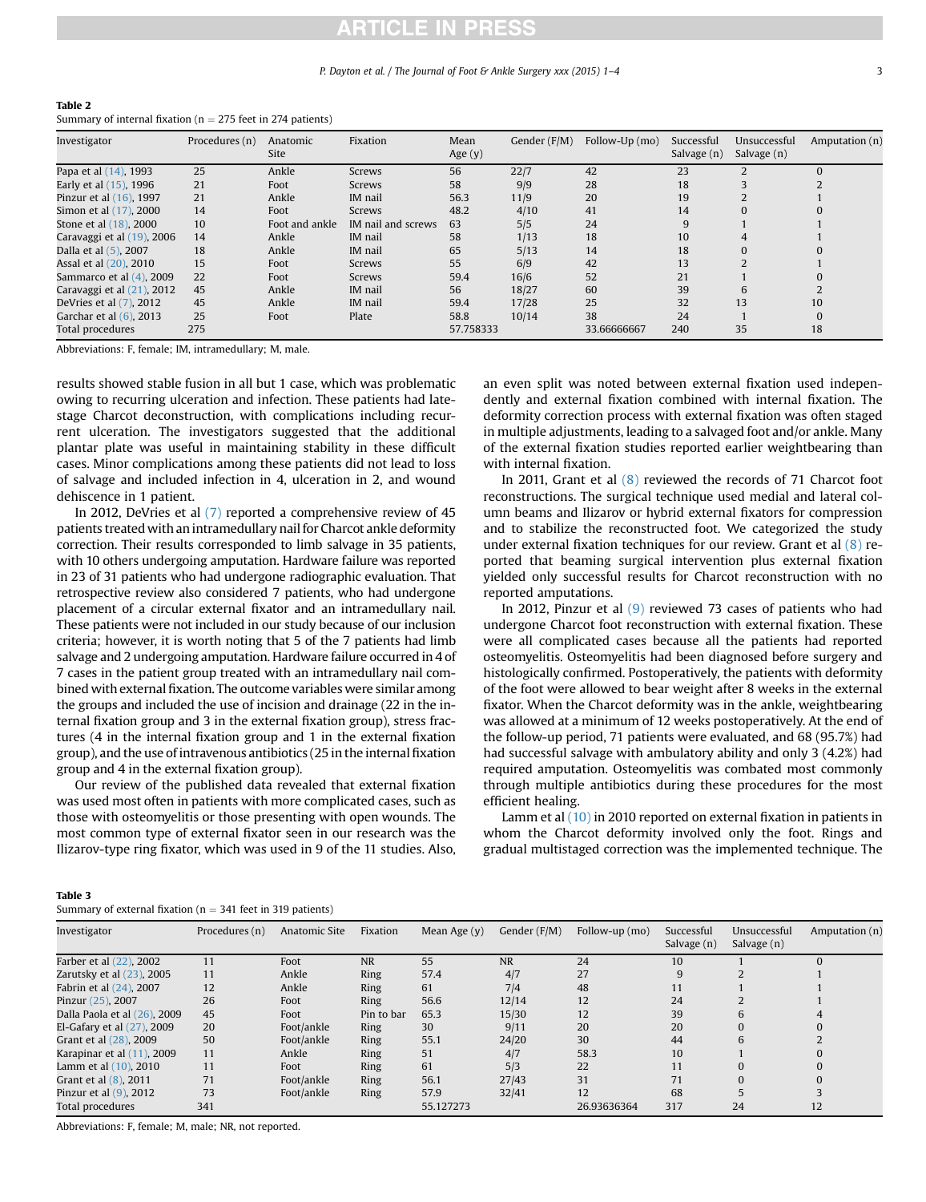**Table 2**
Summary of internal fixation (n = 275 feet in 274 patients)

| Investigator | Procedures (n) | Anatomic Site | Fixation | Mean Age (y) | Gender (F/M) | Follow-Up (mo) | Successful Salvage (n) | Unsuccessful Salvage (n) | Amputation (n) |
|---|---|---|---|---|---|---|---|---|---|
| Papa et al (14), 1993 | 25 | Ankle | Screws | 56 | 22/7 | 42 | 23 | 2 | 0 |
| Early et al (15), 1996 | 21 | Foot | Screws | 58 | 9/9 | 28 | 18 | 3 | 2 |
| Pinzur et al (16), 1997 | 21 | Ankle | IM nail | 56.3 | 11/9 | 20 | 19 | 2 | 1 |
| Simon et al (17), 2000 | 14 | Foot | Screws | 48.2 | 4/10 | 41 | 14 | 0 | 0 |
| Stone et al (18), 2000 | 10 | Foot and ankle | IM nail and screws | 63 | 5/5 | 24 | 9 | 1 | 1 |
| Caravaggi et al (19), 2006 | 14 | Ankle | IM nail | 58 | 1/13 | 18 | 10 | 4 | 1 |
| Dalla et al (5), 2007 | 18 | Ankle | IM nail | 65 | 5/13 | 14 | 18 | 0 | 0 |
| Assal et al (20), 2010 | 15 | Foot | Screws | 55 | 6/9 | 42 | 13 | 2 | 1 |
| Sammarco et al (4), 2009 | 22 | Foot | Screws | 59.4 | 16/6 | 52 | 21 | 1 | 0 |
| Caravaggi et al (21), 2012 | 45 | Ankle | IM nail | 56 | 18/27 | 60 | 39 | 6 | 2 |
| DeVries et al (7), 2012 | 45 | Ankle | IM nail | 59.4 | 17/28 | 25 | 32 | 13 | 10 |
| Garchar et al (6), 2013 | 25 | Foot | Plate | 58.8 | 10/14 | 38 | 24 | 1 | 0 |
| Total procedures | 275 | | | 57.758333 | | 33.66666667 | 240 | 35 | 18 |

Abbreviations: F, female; IM, intramedullary; M, male.

results showed stable fusion in all but 1 case, which was problematic owing to recurring ulceration and infection. These patients had late-stage Charcot deconstruction, with complications including recurrent ulceration. The investigators suggested that the additional plantar plate was useful in maintaining stability in these difficult cases. Minor complications among these patients did not lead to loss of salvage and included infection in 4, ulceration in 2, and wound dehiscence in 1 patient.

In 2012, DeVries et al (7) reported a comprehensive review of 45 patients treated with an intramedullary nail for Charcot ankle deformity correction. Their results corresponded to limb salvage in 35 patients, with 10 others undergoing amputation. Hardware failure was reported in 23 of 31 patients who had undergone radiographic evaluation. That retrospective review also considered 7 patients, who had undergone placement of a circular external fixator and an intramedullary nail. These patients were not included in our study because of our inclusion criteria; however, it is worth noting that 5 of the 7 patients had limb salvage and 2 undergoing amputation. Hardware failure occurred in 4 of 7 cases in the patient group treated with an intramedullary nail combined with external fixation. The outcome variables were similar among the groups and included the use of incision and drainage (22 in the internal fixation group and 3 in the external fixation group), stress fractures (4 in the internal fixation group and 1 in the external fixation group), and the use of intravenous antibiotics (25 in the internal fixation group and 4 in the external fixation group).

Our review of the published data revealed that external fixation was used most often in patients with more complicated cases, such as those with osteomyelitis or those presenting with open wounds. The most common type of external fixator seen in our research was the Ilizarov-type ring fixator, which was used in 9 of the 11 studies. Also, an even split was noted between external fixation used independently and external fixation combined with internal fixation. The deformity correction process with external fixation was often staged in multiple adjustments, leading to a salvaged foot and/or ankle. Many of the external fixation studies reported earlier weightbearing than with internal fixation.

In 2011, Grant et al (8) reviewed the records of 71 Charcot foot reconstructions. The surgical technique used medial and lateral column beams and Ilizarov or hybrid external fixators for compression and to stabilize the reconstructed foot. We categorized the study under external fixation techniques for our review. Grant et al (8) reported that beaming surgical intervention plus external fixation yielded only successful results for Charcot reconstruction with no reported amputations.

In 2012, Pinzur et al (9) reviewed 73 cases of patients who had undergone Charcot foot reconstruction with external fixation. These were all complicated cases because all the patients had reported osteomyelitis. Osteomyelitis had been diagnosed before surgery and histologically confirmed. Postoperatively, the patients with deformity of the foot were allowed to bear weight after 8 weeks in the external fixator. When the Charcot deformity was in the ankle, weightbearing was allowed at a minimum of 12 weeks postoperatively. At the end of the follow-up period, 71 patients were evaluated, and 68 (95.7%) had had successful salvage with ambulatory ability and only 3 (4.2%) had required amputation. Osteomyelitis was combated most commonly through multiple antibiotics during these procedures for the most efficient healing.

Lamm et al (10) in 2010 reported on external fixation in patients in whom the Charcot deformity involved only the foot. Rings and gradual multistaged correction was the implemented technique. The

**Table 3**
Summary of external fixation (n = 341 feet in 319 patients)

| Investigator | Procedures (n) | Anatomic Site | Fixation | Mean Age (y) | Gender (F/M) | Follow-up (mo) | Successful Salvage (n) | Unsuccessful Salvage (n) | Amputation (n) |
|---|---|---|---|---|---|---|---|---|---|
| Farber et al (22), 2002 | 11 | Foot | NR | 55 | NR | 24 | 10 | 1 | 0 |
| Zarutsky et al (23), 2005 | 11 | Ankle | Ring | 57.4 | 4/7 | 27 | 9 | 2 | 1 |
| Fabrin et al (24), 2007 | 12 | Ankle | Ring | 61 | 7/4 | 48 | 11 | 1 | 1 |
| Pinzur (25), 2007 | 26 | Foot | Ring | 56.6 | 12/14 | 12 | 24 | 2 | 1 |
| Dalla Paola et al (26), 2009 | 45 | Foot | Pin to bar | 65.3 | 15/30 | 12 | 39 | 6 | 4 |
| El-Gafary et al (27), 2009 | 20 | Foot/ankle | Ring | 30 | 9/11 | 20 | 20 | 0 | 0 |
| Grant et al (28), 2009 | 50 | Foot/ankle | Ring | 55.1 | 24/20 | 30 | 44 | 6 | 2 |
| Karapinar et al (11), 2009 | 11 | Ankle | Ring | 51 | 4/7 | 58.3 | 10 | 1 | 0 |
| Lamm et al (10), 2010 | 11 | Foot | Ring | 61 | 5/3 | 22 | 11 | 0 | 0 |
| Grant et al (8), 2011 | 71 | Foot/ankle | Ring | 56.1 | 27/43 | 31 | 71 | 0 | 0 |
| Pinzur et al (9), 2012 | 73 | Foot/ankle | Ring | 57.9 | 32/41 | 12 | 68 | 5 | 3 |
| Total procedures | 341 | | | 55.127273 | | 26.93636364 | 317 | 24 | 12 |

Abbreviations: F, female; M, male; NR, not reported.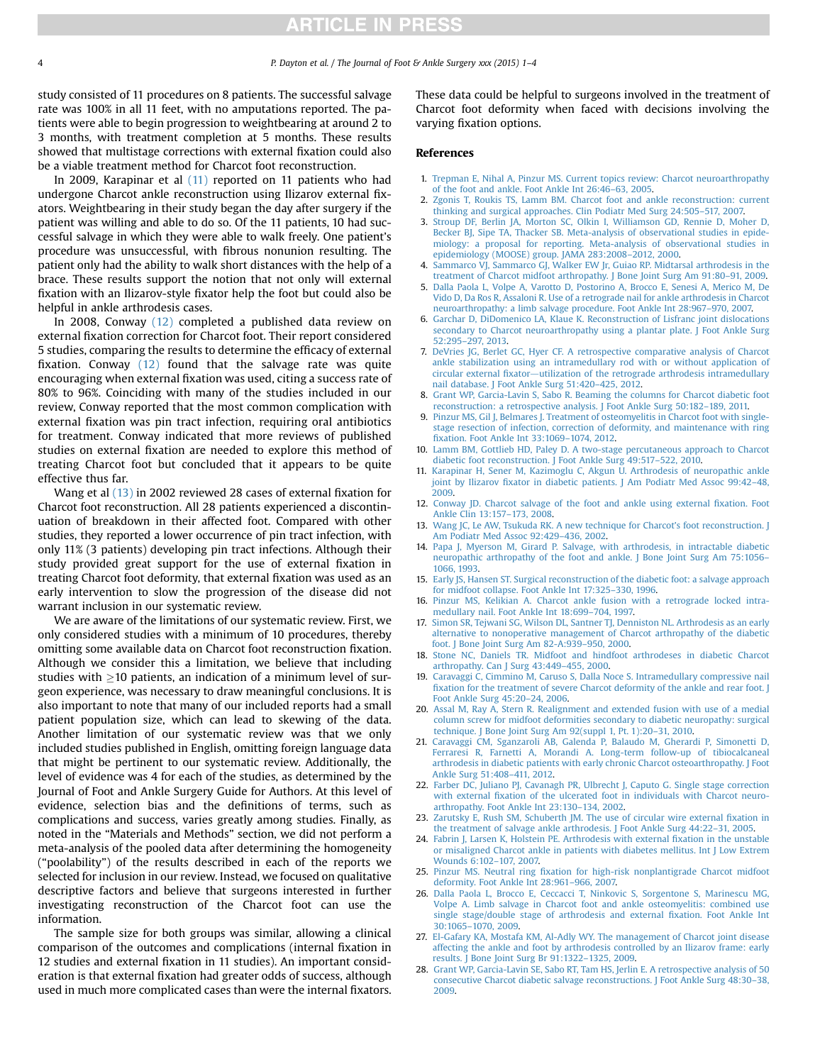study consisted of 11 procedures on 8 patients. The successful salvage rate was 100% in all 11 feet, with no amputations reported. The patients were able to begin progression to weightbearing at around 2 to 3 months, with treatment completion at 5 months. These results showed that multistage corrections with external fixation could also be a viable treatment method for Charcot foot reconstruction.

In 2009, Karapinar et al (11) reported on 11 patients who had undergone Charcot ankle reconstruction using Ilizarov external fixators. Weightbearing in their study began the day after surgery if the patient was willing and able to do so. Of the 11 patients, 10 had successful salvage in which they were able to walk freely. One patient's procedure was unsuccessful, with fibrous nonunion resulting. The patient only had the ability to walk short distances with the help of a brace. These results support the notion that not only will external fixation with an Ilizarov-style fixator help the foot but could also be helpful in ankle arthrodesis cases.

In 2008, Conway (12) completed a published data review on external fixation correction for Charcot foot. Their report considered 5 studies, comparing the results to determine the efficacy of external fixation. Conway (12) found that the salvage rate was quite encouraging when external fixation was used, citing a success rate of 80% to 96%. Coinciding with many of the studies included in our review, Conway reported that the most common complication with external fixation was pin tract infection, requiring oral antibiotics for treatment. Conway indicated that more reviews of published studies on external fixation are needed to explore this method of treating Charcot foot but concluded that it appears to be quite effective thus far.

Wang et al (13) in 2002 reviewed 28 cases of external fixation for Charcot foot reconstruction. All 28 patients experienced a discontinuation of breakdown in their affected foot. Compared with other studies, they reported a lower occurrence of pin tract infection, with only 11% (3 patients) developing pin tract infections. Although their study provided great support for the use of external fixation in treating Charcot foot deformity, that external fixation was used as an early intervention to slow the progression of the disease did not warrant inclusion in our systematic review.

We are aware of the limitations of our systematic review. First, we only considered studies with a minimum of 10 procedures, thereby omitting some available data on Charcot foot reconstruction fixation. Although we consider this a limitation, we believe that including studies with $\geq$10 patients, an indication of a minimum level of surgeon experience, was necessary to draw meaningful conclusions. It is also important to note that many of our included reports had a small patient population size, which can lead to skewing of the data. Another limitation of our systematic review was that we only included studies published in English, omitting foreign language data that might be pertinent to our systematic review. Additionally, the level of evidence was 4 for each of the studies, as determined by the Journal of Foot and Ankle Surgery Guide for Authors. At this level of evidence, selection bias and the definitions of terms, such as complications and success, varies greatly among studies. Finally, as noted in the "Materials and Methods" section, we did not perform a meta-analysis of the pooled data after determining the homogeneity ("poolability") of the results described in each of the reports we selected for inclusion in our review. Instead, we focused on qualitative descriptive factors and believe that surgeons interested in further investigating reconstruction of the Charcot foot can use the information.

The sample size for both groups was similar, allowing a clinical comparison of the outcomes and complications (internal fixation in 12 studies and external fixation in 11 studies). An important consideration is that external fixation had greater odds of success, although used in much more complicated cases than were the internal fixators. These data could be helpful to surgeons involved in the treatment of Charcot foot deformity when faced with decisions involving the varying fixation options.

## References

1. Trepman E, Nihal A, Pinzur MS. Current topics review: Charcot neuroarthropathy of the foot and ankle. Foot Ankle Int 26:46–63, 2005.
2. Zgonis T, Roukis TS, Lamm BM. Charcot foot and ankle reconstruction: current thinking and surgical approaches. Clin Podiatr Med Surg 24:505–517, 2007.
3. Stroup DF, Berlin JA, Morton SC, Olkin I, Williamson GD, Rennie D, Moher D, Becker BJ, Sipe TA, Thacker SB. Meta-analysis of observational studies in epidemiology: a proposal for reporting. Meta-analysis of observational studies in epidemiology (MOOSE) group. JAMA 283:2008–2012, 2000.
4. Sammarco VJ, Sammarco GJ, Walker EW Jr, Guiao RP. Midtarsal arthrodesis in the treatment of Charcot midfoot arthropathy. J Bone Joint Surg Am 91:80–91, 2009.
5. Dalla Paola L, Volpe A, Varotto D, Postorino A, Brocco E, Senesi A, Merico M, De Vido D, Da Ros R, Assaloni R. Use of a retrograde nail for ankle arthrodesis in Charcot neuroarthropathy: a limb salvage procedure. Foot Ankle Int 28:967–970, 2007.
6. Garchar D, DiDomenico LA, Klaue K. Reconstruction of Lisfranc joint dislocations secondary to Charcot neuroarthropathy using a plantar plate. J Foot Ankle Surg 52:295–297, 2013.
7. DeVries JG, Berlet GC, Hyer CF. A retrospective comparative analysis of Charcot ankle stabilization using an intramedullary rod with or without application of circular external fixator—utilization of the retrograde arthrodesis intramedullary nail database. J Foot Ankle Surg 51:420–425, 2012.
8. Grant WP, Garcia-Lavin S, Sabo R. Beaming the columns for Charcot diabetic foot reconstruction: a retrospective analysis. J Foot Ankle Surg 50:182–189, 2011.
9. Pinzur MS, Gil J, Belmares J. Treatment of osteomyelitis in Charcot foot with single-stage resection of infection, correction of deformity, and maintenance with ring fixation. Foot Ankle Int 33:1069–1074, 2012.
10. Lamm BM, Gottlieb HD, Paley D. A two-stage percutaneous approach to Charcot diabetic foot reconstruction. J Foot Ankle Surg 49:517–522, 2010.
11. Karapinar H, Sener M, Kazimoglu C, Akgun U. Arthrodesis of neuropathic ankle joint by Ilizarov fixator in diabetic patients. J Am Podiatr Med Assoc 99:42–48, 2009.
12. Conway JD. Charcot salvage of the foot and ankle using external fixation. Foot Ankle Clin 13:157–173, 2008.
13. Wang JC, Le AW, Tsukuda RK. A new technique for Charcot's foot reconstruction. J Am Podiatr Med Assoc 92:429–436, 2002.
14. Papa J, Myerson M, Girard P. Salvage, with arthrodesis, in intractable diabetic neuropathic arthropathy of the foot and ankle. J Bone Joint Surg Am 75:1056–1066, 1993.
15. Early JS, Hansen ST. Surgical reconstruction of the diabetic foot: a salvage approach for midfoot collapse. Foot Ankle Int 17:325–330, 1996.
16. Pinzur MS, Kelikian A. Charcot ankle fusion with a retrograde locked intramedullary nail. Foot Ankle Int 18:699–704, 1997.
17. Simon SR, Tejwani SG, Wilson DL, Santner TJ, Denniston NL. Arthrodesis as an early alternative to nonoperative management of Charcot arthropathy of the diabetic foot. J Bone Joint Surg Am 82-A:939–950, 2000.
18. Stone NC, Daniels TR. Midfoot and hindfoot arthrodeses in diabetic Charcot arthropathy. Can J Surg 43:449–455, 2000.
19. Caravaggi C, Cimmino M, Caruso S, Dalla Noce S. Intramedullary compressive nail fixation for the treatment of severe Charcot deformity of the ankle and rear foot. J Foot Ankle Surg 45:20–24, 2006.
20. Assal M, Ray A, Stern R. Realignment and extended fusion with use of a medial column screw for midfoot deformities secondary to diabetic neuropathy: surgical technique. J Bone Joint Surg Am 92(suppl 1, Pt. 1):20–31, 2010.
21. Caravaggi CM, Sganzaroli AB, Galenda P, Balaudo M, Gherardi P, Simonetti D, Ferraresi R, Farnetti A, Morandi A. Long-term follow-up of tibiocalcaneal arthrodesis in diabetic patients with early chronic Charcot osteoarthropathy. J Foot Ankle Surg 51:408–411, 2012.
22. Farber DC, Juliano PJ, Cavanagh PR, Ulbrecht J, Caputo G. Single stage correction with external fixation of the ulcerated foot in individuals with Charcot neuroarthropathy. Foot Ankle Int 23:130–134, 2002.
23. Zarutsky E, Rush SM, Schuberth JM. The use of circular wire external fixation in the treatment of salvage ankle arthrodesis. J Foot Ankle Surg 44:22–31, 2005.
24. Fabrin J, Larsen K, Holstein PE. Arthrodesis with external fixation in the unstable or misaligned Charcot ankle in patients with diabetes mellitus. Int J Low Extrem Wounds 6:102–107, 2007.
25. Pinzur MS. Neutral ring fixation for high-risk nonplantigrade Charcot midfoot deformity. Foot Ankle Int 28:961–966, 2007.
26. Dalla Paola L, Brocco E, Ceccacci T, Ninkovic S, Sorgentone S, Marinescu MG, Volpe A. Limb salvage in Charcot foot and ankle osteomyelitis: combined use single stage/double stage of arthrodesis and external fixation. Foot Ankle Int 30:1065–1070, 2009.
27. El-Gafary KA, Mostafa KM, Al-Adly WY. The management of Charcot joint disease affecting the ankle and foot by arthrodesis controlled by an Ilizarov frame: early results. J Bone Joint Surg Br 91:1322–1325, 2009.
28. Grant WP, Garcia-Lavin SE, Sabo RT, Tam HS, Jerlin E. A retrospective analysis of 50 consecutive Charcot diabetic salvage reconstructions. J Foot Ankle Surg 48:30–38, 2009.